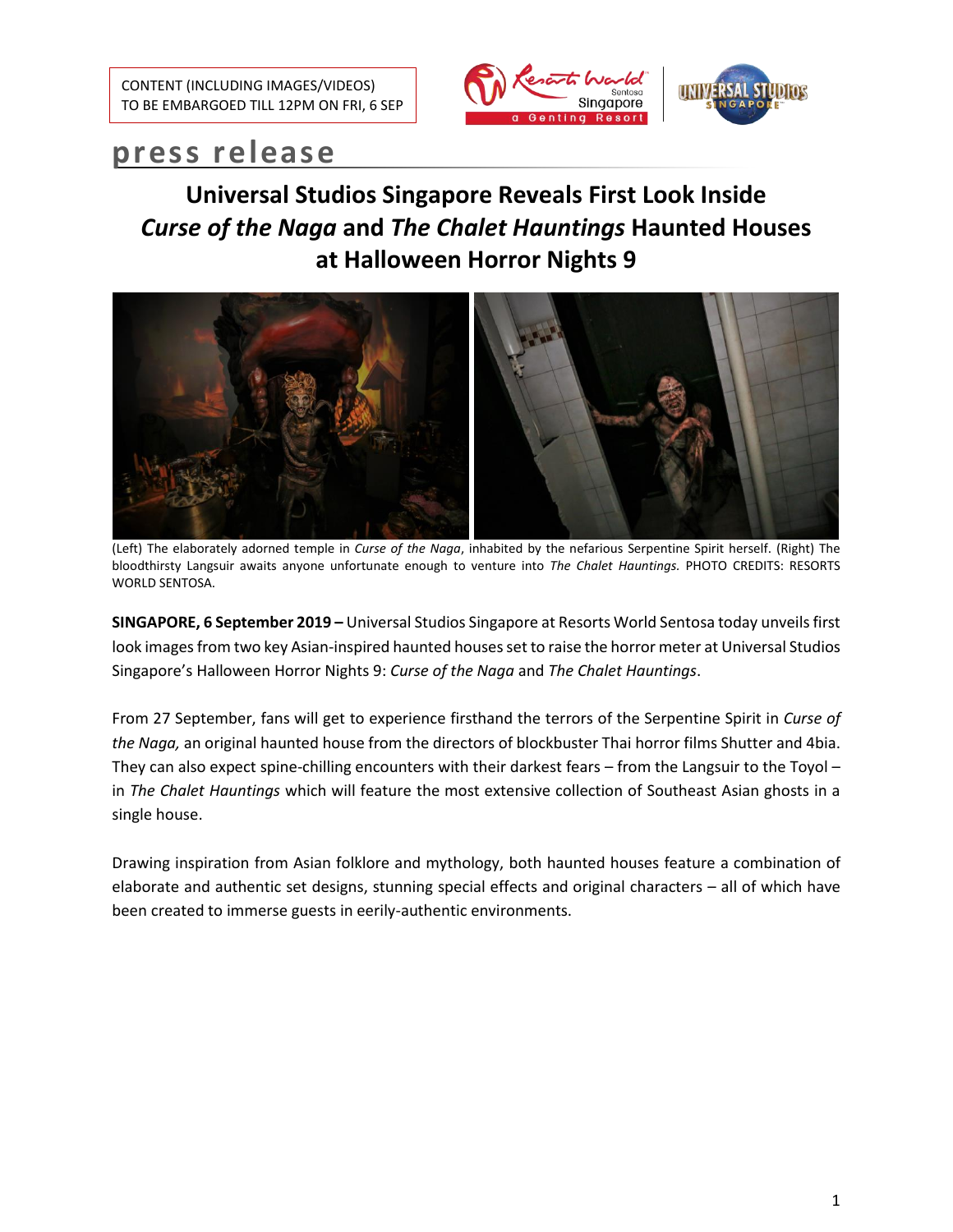CONTENT (INCLUDING IMAGES/VIDEOS)
TO BE EMBARGOED TILL 12PM ON FRI, 6 SEP

**press release**

# Universal Studios Singapore Reveals First Look Inside *Curse of the Naga* and *The Chalet Hauntings* Haunted Houses at Halloween Horror Nights 9

(Left) The elaborately adorned temple in *Curse of the Naga*, inhabited by the nefarious Serpentine Spirit herself. (Right) The bloodthirsty Langsuir awaits anyone unfortunate enough to venture into *The Chalet Hauntings.* PHOTO CREDITS: RESORTS WORLD SENTOSA.

**SINGAPORE, 6 September 2019 –** Universal Studios Singapore at Resorts World Sentosa today unveils first look images from two key Asian-inspired haunted houses set to raise the horror meter at Universal Studios Singapore's Halloween Horror Nights 9: *Curse of the Naga* and *The Chalet Hauntings*.

From 27 September, fans will get to experience firsthand the terrors of the Serpentine Spirit in *Curse of the Naga,* an original haunted house from the directors of blockbuster Thai horror films Shutter and 4bia. They can also expect spine-chilling encounters with their darkest fears – from the Langsuir to the Toyol – in *The Chalet Hauntings* which will feature the most extensive collection of Southeast Asian ghosts in a single house.

Drawing inspiration from Asian folklore and mythology, both haunted houses feature a combination of elaborate and authentic set designs, stunning special effects and original characters – all of which have been created to immerse guests in eerily-authentic environments.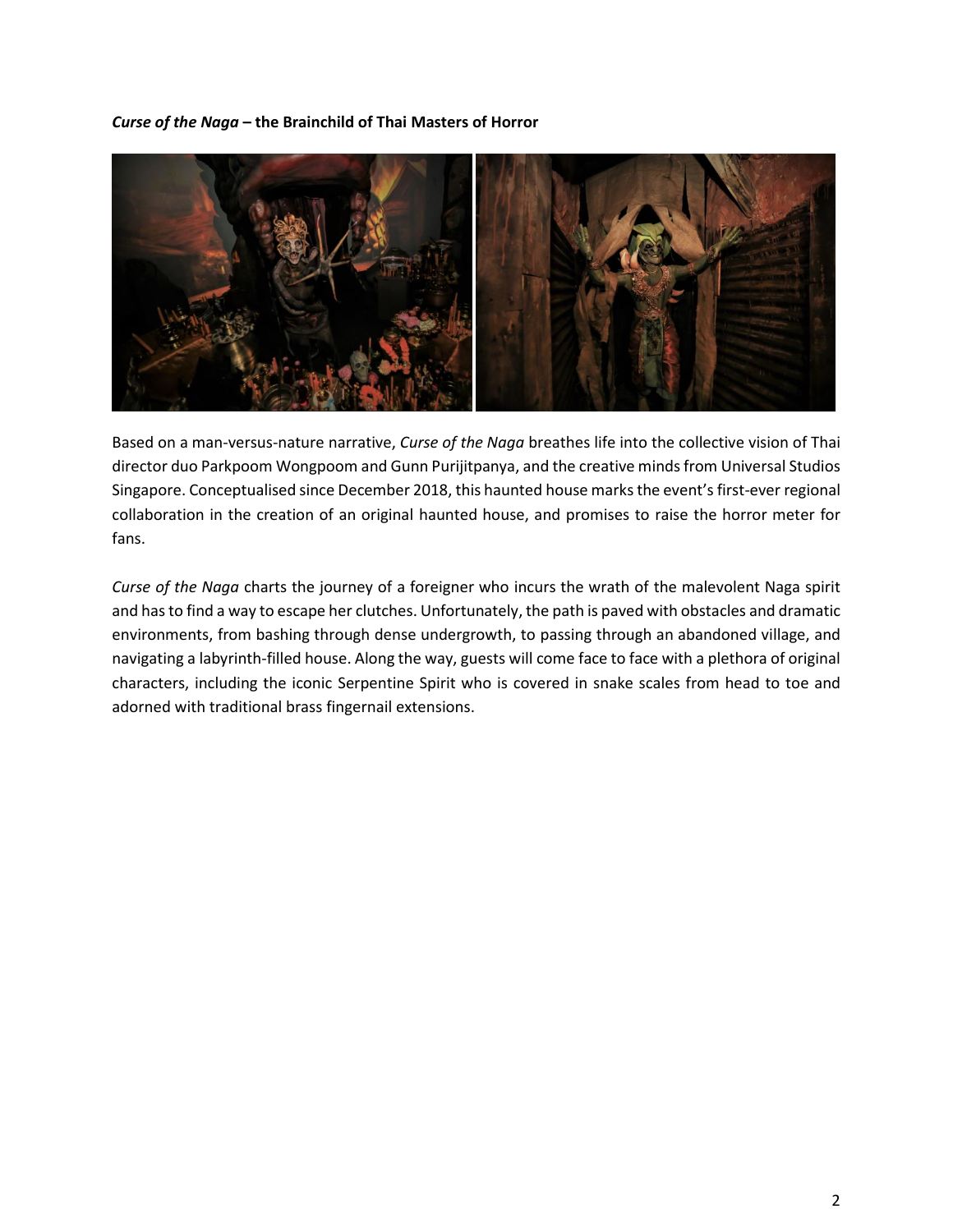***Curse of the Naga* – the Brainchild of Thai Masters of Horror**

Based on a man-versus-nature narrative, *Curse of the Naga* breathes life into the collective vision of Thai director duo Parkpoom Wongpoom and Gunn Purijitpanya, and the creative minds from Universal Studios Singapore. Conceptualised since December 2018, this haunted house marks the event's first-ever regional collaboration in the creation of an original haunted house, and promises to raise the horror meter for fans.

*Curse of the Naga* charts the journey of a foreigner who incurs the wrath of the malevolent Naga spirit and has to find a way to escape her clutches. Unfortunately, the path is paved with obstacles and dramatic environments, from bashing through dense undergrowth, to passing through an abandoned village, and navigating a labyrinth-filled house. Along the way, guests will come face to face with a plethora of original characters, including the iconic Serpentine Spirit who is covered in snake scales from head to toe and adorned with traditional brass fingernail extensions.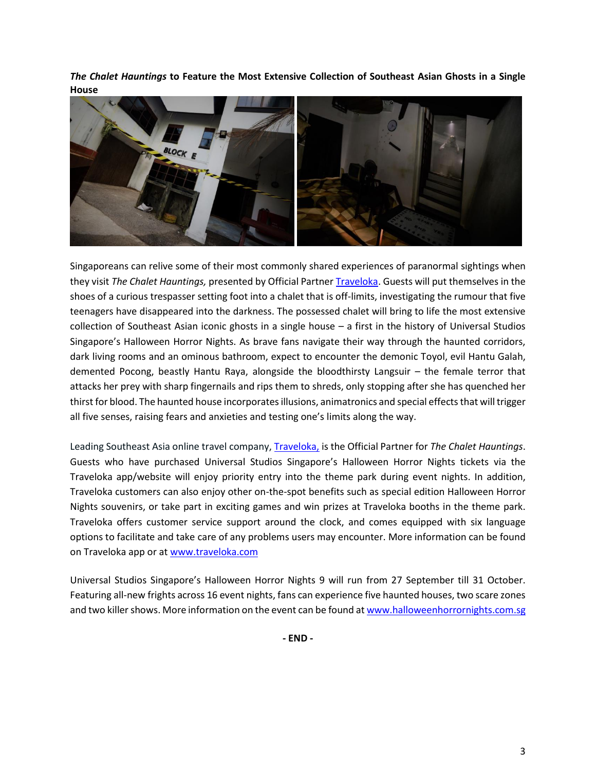**_The Chalet Hauntings_ to Feature the Most Extensive Collection of Southeast Asian Ghosts in a Single House**

Singaporeans can relive some of their most commonly shared experiences of paranormal sightings when they visit *The Chalet Hauntings,* presented by Official Partner [Traveloka](). Guests will put themselves in the shoes of a curious trespasser setting foot into a chalet that is off-limits, investigating the rumour that five teenagers have disappeared into the darkness. The possessed chalet will bring to life the most extensive collection of Southeast Asian iconic ghosts in a single house – a first in the history of Universal Studios Singapore's Halloween Horror Nights. As brave fans navigate their way through the haunted corridors, dark living rooms and an ominous bathroom, expect to encounter the demonic Toyol, evil Hantu Galah, demented Pocong, beastly Hantu Raya, alongside the bloodthirsty Langsuir – the female terror that attacks her prey with sharp fingernails and rips them to shreds, only stopping after she has quenched her thirst for blood. The haunted house incorporates illusions, animatronics and special effects that will trigger all five senses, raising fears and anxieties and testing one's limits along the way.

Leading Southeast Asia online travel company, [Traveloka,]() is the Official Partner for *The Chalet Hauntings*. Guests who have purchased Universal Studios Singapore's Halloween Horror Nights tickets via the Traveloka app/website will enjoy priority entry into the theme park during event nights. In addition, Traveloka customers can also enjoy other on-the-spot benefits such as special edition Halloween Horror Nights souvenirs, or take part in exciting games and win prizes at Traveloka booths in the theme park. Traveloka offers customer service support around the clock, and comes equipped with six language options to facilitate and take care of any problems users may encounter. More information can be found on Traveloka app or at [www.traveloka.com](www.traveloka.com)

Universal Studios Singapore's Halloween Horror Nights 9 will run from 27 September till 31 October. Featuring all-new frights across 16 event nights, fans can experience five haunted houses, two scare zones and two killer shows. More information on the event can be found at [www.halloweenhorrornights.com.sg](www.halloweenhorrornights.com.sg)

**- END -**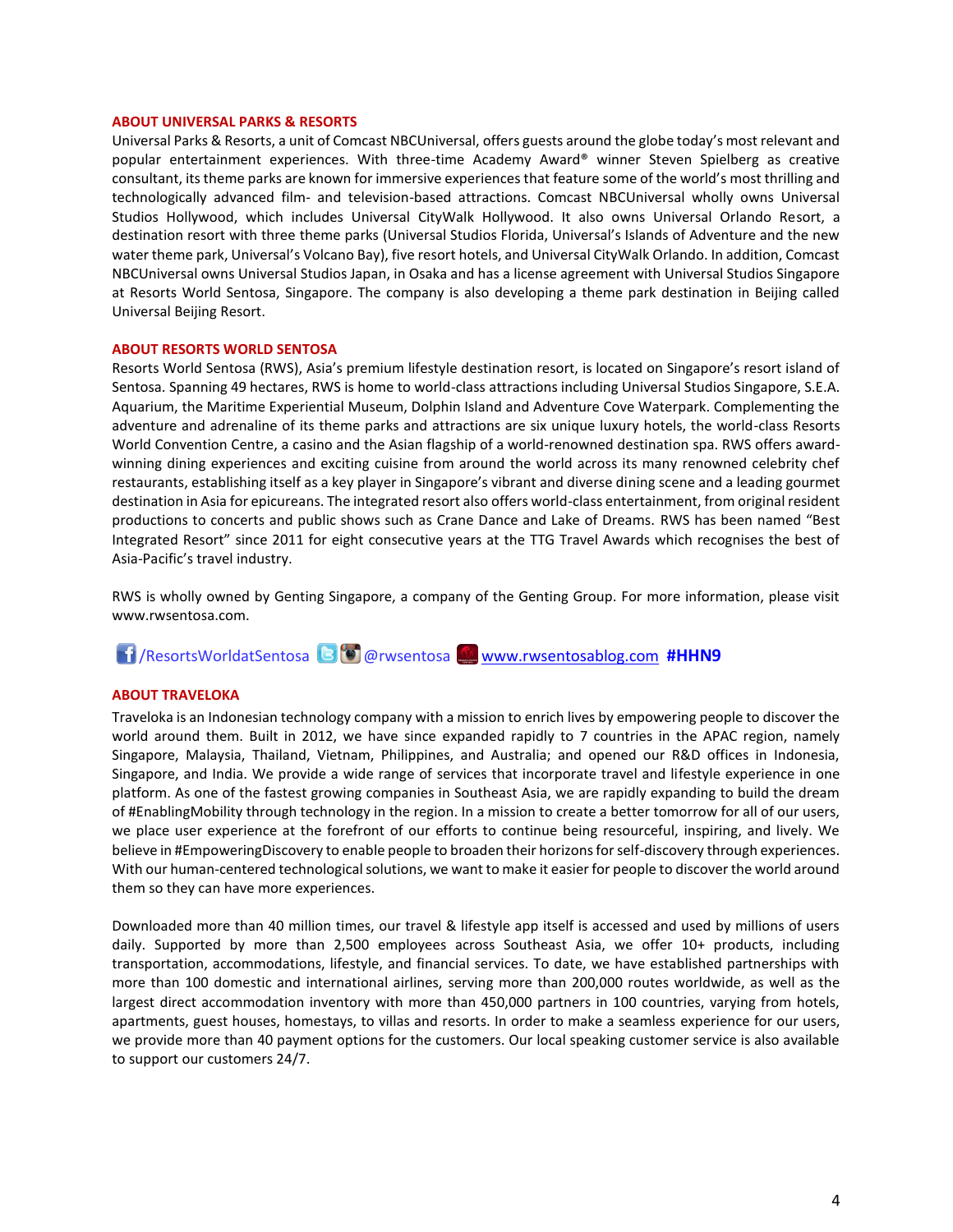## ABOUT UNIVERSAL PARKS & RESORTS

Universal Parks & Resorts, a unit of Comcast NBCUniversal, offers guests around the globe today's most relevant and popular entertainment experiences. With three-time Academy Award® winner Steven Spielberg as creative consultant, its theme parks are known for immersive experiences that feature some of the world's most thrilling and technologically advanced film- and television-based attractions. Comcast NBCUniversal wholly owns Universal Studios Hollywood, which includes Universal CityWalk Hollywood. It also owns Universal Orlando Resort, a destination resort with three theme parks (Universal Studios Florida, Universal's Islands of Adventure and the new water theme park, Universal's Volcano Bay), five resort hotels, and Universal CityWalk Orlando. In addition, Comcast NBCUniversal owns Universal Studios Japan, in Osaka and has a license agreement with Universal Studios Singapore at Resorts World Sentosa, Singapore. The company is also developing a theme park destination in Beijing called Universal Beijing Resort.

## ABOUT RESORTS WORLD SENTOSA

Resorts World Sentosa (RWS), Asia's premium lifestyle destination resort, is located on Singapore's resort island of Sentosa. Spanning 49 hectares, RWS is home to world-class attractions including Universal Studios Singapore, S.E.A. Aquarium, the Maritime Experiential Museum, Dolphin Island and Adventure Cove Waterpark. Complementing the adventure and adrenaline of its theme parks and attractions are six unique luxury hotels, the world-class Resorts World Convention Centre, a casino and the Asian flagship of a world-renowned destination spa. RWS offers award-winning dining experiences and exciting cuisine from around the world across its many renowned celebrity chef restaurants, establishing itself as a key player in Singapore's vibrant and diverse dining scene and a leading gourmet destination in Asia for epicureans. The integrated resort also offers world-class entertainment, from original resident productions to concerts and public shows such as Crane Dance and Lake of Dreams. RWS has been named "Best Integrated Resort" since 2011 for eight consecutive years at the TTG Travel Awards which recognises the best of Asia-Pacific's travel industry.

RWS is wholly owned by Genting Singapore, a company of the Genting Group. For more information, please visit www.rwsentosa.com.

/ResortsWorldatSentosa @rwsentosa www.rwsentosablog.com **#HHN9**

## ABOUT TRAVELOKA

Traveloka is an Indonesian technology company with a mission to enrich lives by empowering people to discover the world around them. Built in 2012, we have since expanded rapidly to 7 countries in the APAC region, namely Singapore, Malaysia, Thailand, Vietnam, Philippines, and Australia; and opened our R&D offices in Indonesia, Singapore, and India. We provide a wide range of services that incorporate travel and lifestyle experience in one platform. As one of the fastest growing companies in Southeast Asia, we are rapidly expanding to build the dream of #EnablingMobility through technology in the region. In a mission to create a better tomorrow for all of our users, we place user experience at the forefront of our efforts to continue being resourceful, inspiring, and lively. We believe in #EmpoweringDiscovery to enable people to broaden their horizons for self-discovery through experiences. With our human-centered technological solutions, we want to make it easier for people to discover the world around them so they can have more experiences.

Downloaded more than 40 million times, our travel & lifestyle app itself is accessed and used by millions of users daily. Supported by more than 2,500 employees across Southeast Asia, we offer 10+ products, including transportation, accommodations, lifestyle, and financial services. To date, we have established partnerships with more than 100 domestic and international airlines, serving more than 200,000 routes worldwide, as well as the largest direct accommodation inventory with more than 450,000 partners in 100 countries, varying from hotels, apartments, guest houses, homestays, to villas and resorts. In order to make a seamless experience for our users, we provide more than 40 payment options for the customers. Our local speaking customer service is also available to support our customers 24/7.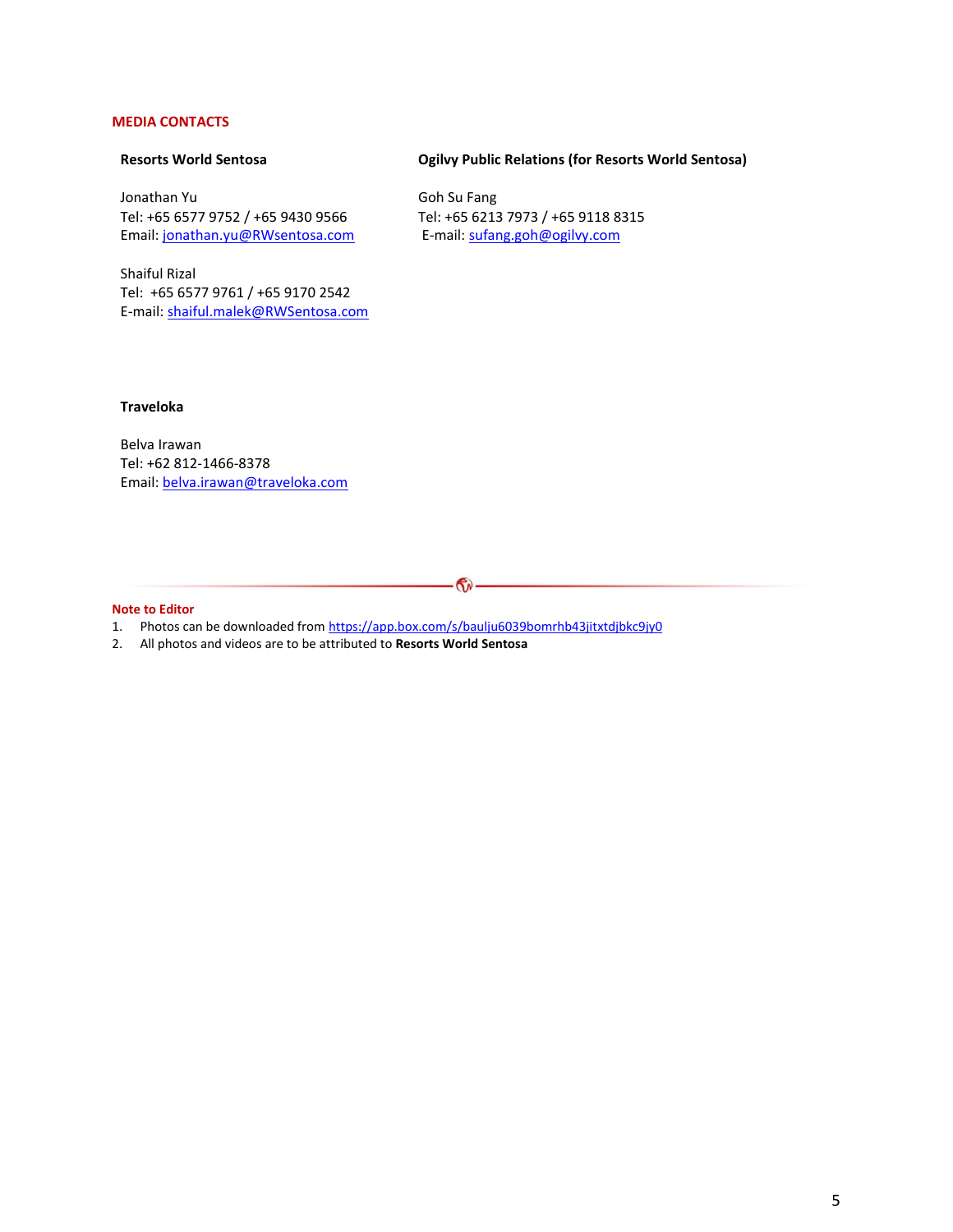**MEDIA CONTACTS**

**Resorts World Sentosa**

Jonathan Yu
Tel: +65 6577 9752 / +65 9430 9566
Email: jonathan.yu@RWsentosa.com

Shaiful Rizal
Tel: +65 6577 9761 / +65 9170 2542
E-mail: shaiful.malek@RWSentosa.com

**Ogilvy Public Relations (for Resorts World Sentosa)**

Goh Su Fang
Tel: +65 6213 7973 / +65 9118 8315
E-mail: sufang.goh@ogilvy.com

**Traveloka**

Belva Irawan
Tel: +62 812-1466-8378
Email: belva.irawan@traveloka.com

---

**Note to Editor**

1. Photos can be downloaded from https://app.box.com/s/baulju6039bomrhb43jitxtdjbkc9jy0
2. All photos and videos are to be attributed to **Resorts World Sentosa**